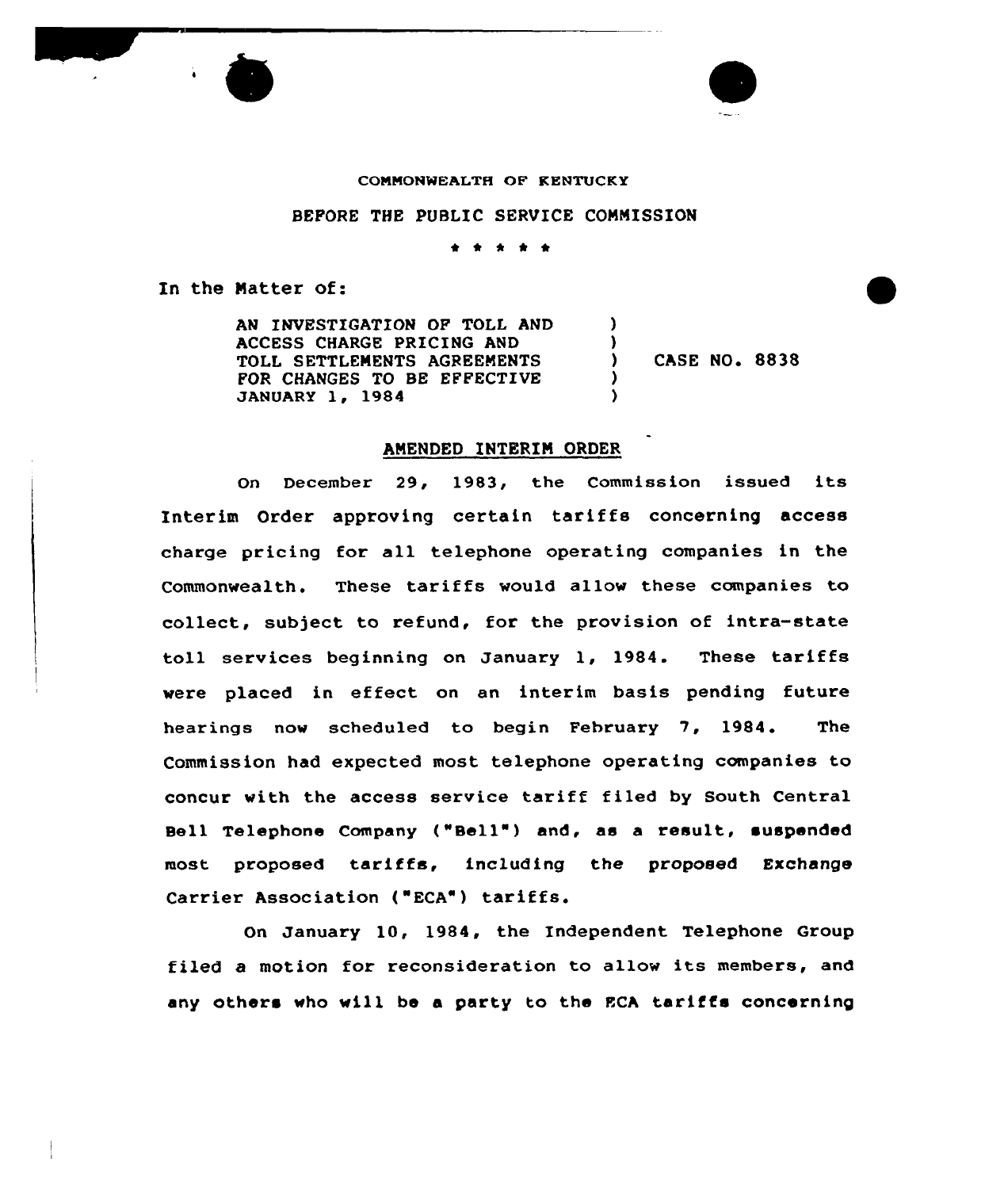COMMONWEALTH OF KENTUCKY

BEFORE THE PUBLIC SERVICE COMMISSION

\* \* \* \* \*

In the Matter of:

| | | |
|---|---|---|
| AN INVESTIGATION OF TOLL AND ACCESS CHARGE PRICING AND TOLL SETTLEMENTS AGREEMENTS FOR CHANGES TO BE EFFECTIVE JANUARY 1, 1984 | ) | CASE NO. 8838 |

## AMENDED INTERIM ORDER

On December 29, 1983, the Commission issued its Interim Order approving certain tariffs concerning access charge pricing for all telephone operating companies in the Commonwealth. These tariffs would allow these companies to collect, subject to refund, for the provision of intra-state toll services beginning on January 1, 1984. These tariffs were placed in effect on an interim basis pending future hearings now scheduled to begin February 7, 1984. The Commission had expected most telephone operating companies to concur with the access service tariff filed by South Central Bell Telephone Company ("Bell") and, as a result, suspended most proposed tariffs, including the proposed Exchange Carrier Association ("ECA") tariffs.

On January 10, 1984, the Independent Telephone Group filed a motion for reconsideration to allow its members, and any others who will be a party to the ECA tariffs concerning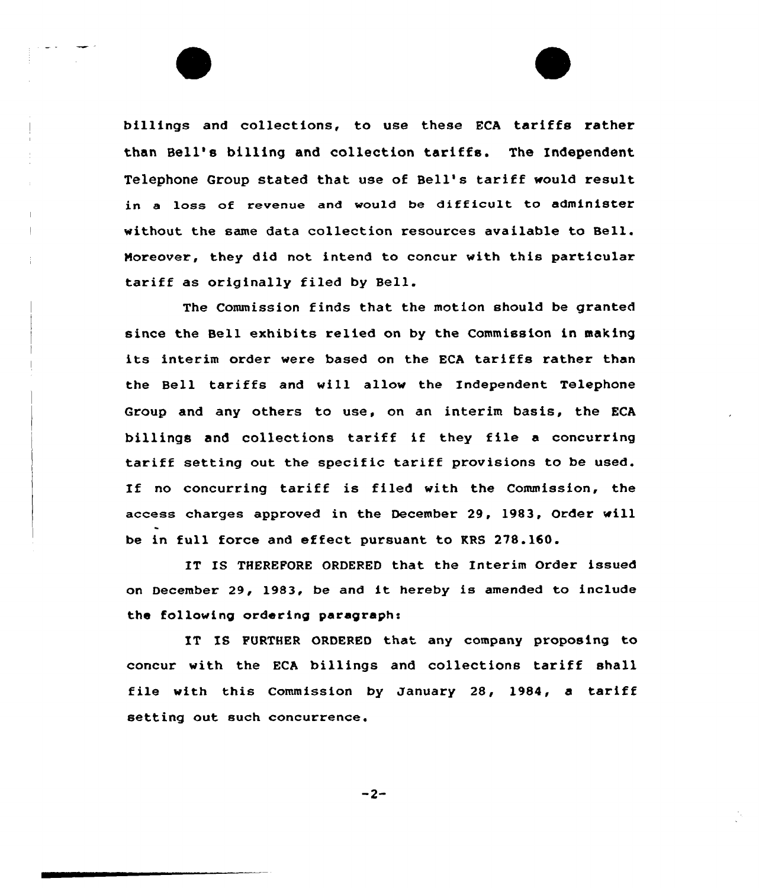billings and collections, to use these ECA tariffs rather than Bell's billing and collection tariffs. The Independent Telephone Group stated that use of Bell's tariff would result in a loss of revenue and would be difficult to administer without the same data collection resources available to Bell. Moreover, they did not intend to concur with this particular tariff as originally filed by Bell.

The Commission finds that the motion should be granted since the Bell exhibits relied on by the Commission in making its interim order were based on the ECA tariffs rather than the Bell tariffs and will allow the Independent Telephone Group and any others to use, on an interim basis, the ECA billings and collections tariff if they file a concurring tariff setting out the specific tariff provisions to be used. If no concurring tariff is filed with the Commission, the access charges approved in the December 29, 1983, Order will be in full force and effect pursuant to KRS 278.160.

IT IS THEREFORE ORDERED that the Interim Order issued on December 29, 1983, be and it hereby is amended to include the following ordering paragraph:

IT IS FURTHER ORDERED that any company proposing to concur with the ECA billings and collections tariff shall file with this Commission by January 28, 1984, a tariff setting out such concurrence.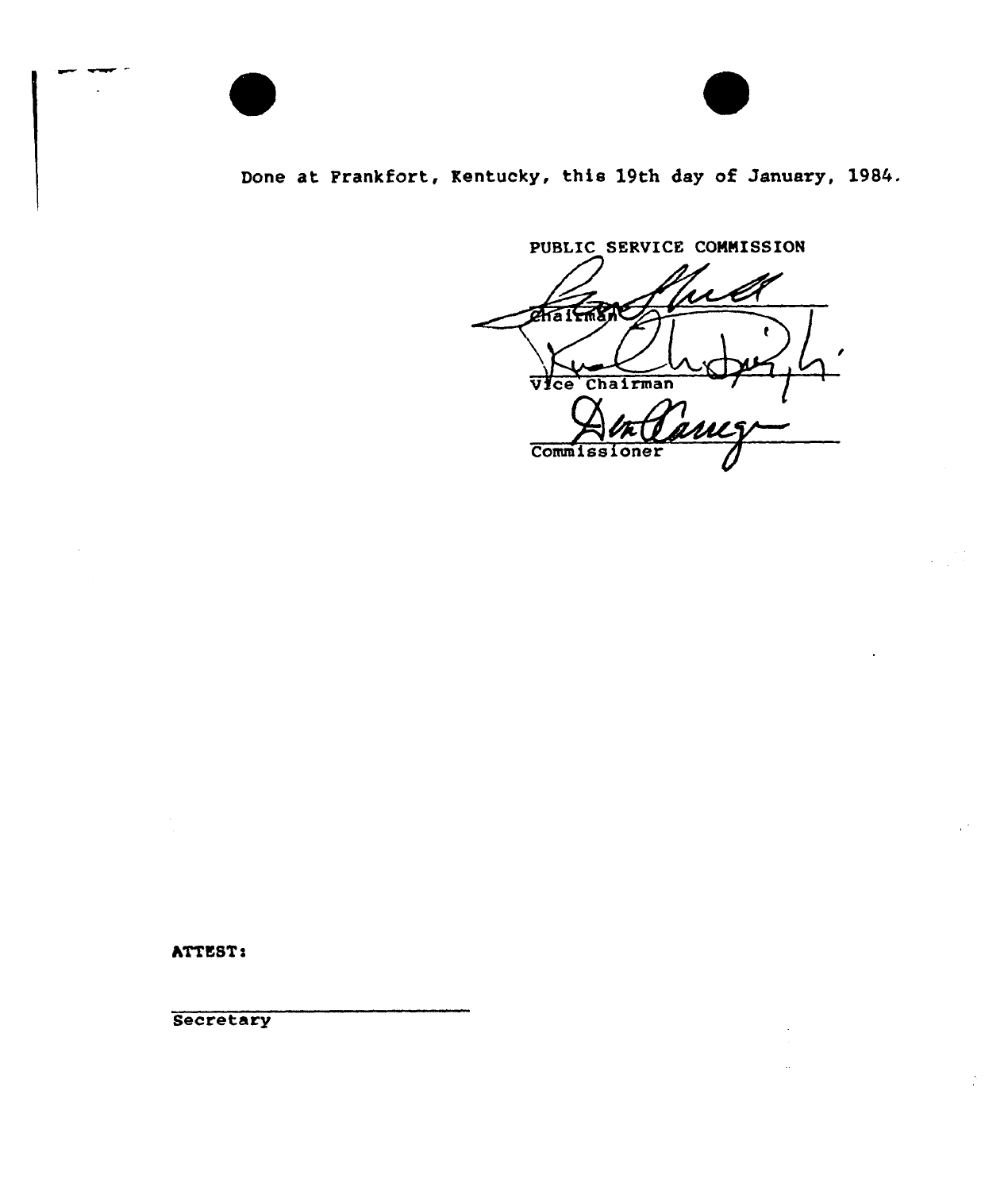Done at Frankfort, Kentucky, this 19th day of January, 1984.

PUBLIC SERVICE COMMISSION

Chairman

Vice Chairman

Commissioner

ATTEST:

Secretary